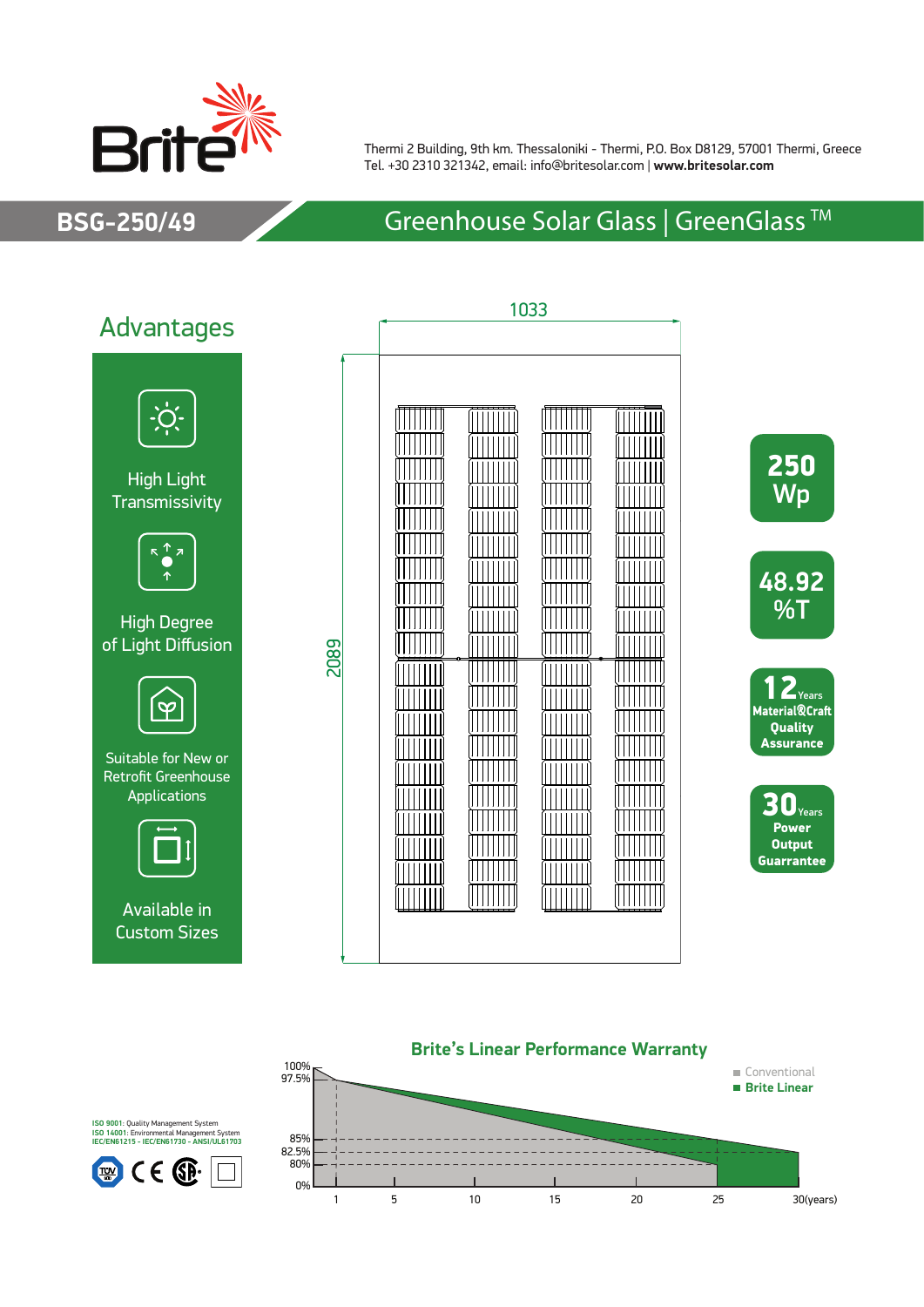Brite

Thermi 2 Building, 9th km. Thessaloniki - Thermi, P.O. Box D8129, 57001 Thermi, Greece
Tel. +30 2310 321342, email: info@britesolar.com | **www.britesolar.com**

# BSG-250/49

## Greenhouse Solar Glass | GreenGlass ™

## Advantages

- High Light Transmissivity
- High Degree of Light Diffusion
- Suitable for New or Retrofit Greenhouse Applications
- Available in Custom Sizes

1033

2089

**250 Wp**

**48.92 %T**

**12 Years Material & Craft Quality Assurance**

**30 Years Power Output Guarrantee**

### Brite's Linear Performance Warranty

- Conventional
- Brite Linear

100%, 97.5%, 85%, 82.5%, 80%, 0%

1, 5, 10, 15, 20, 25, 30(years)

**ISO 9001**: Quality Management System
**ISO 14001**: Environmental Management System
**IEC/EN61215 - IEC/EN61730 - ANSI/UL61703**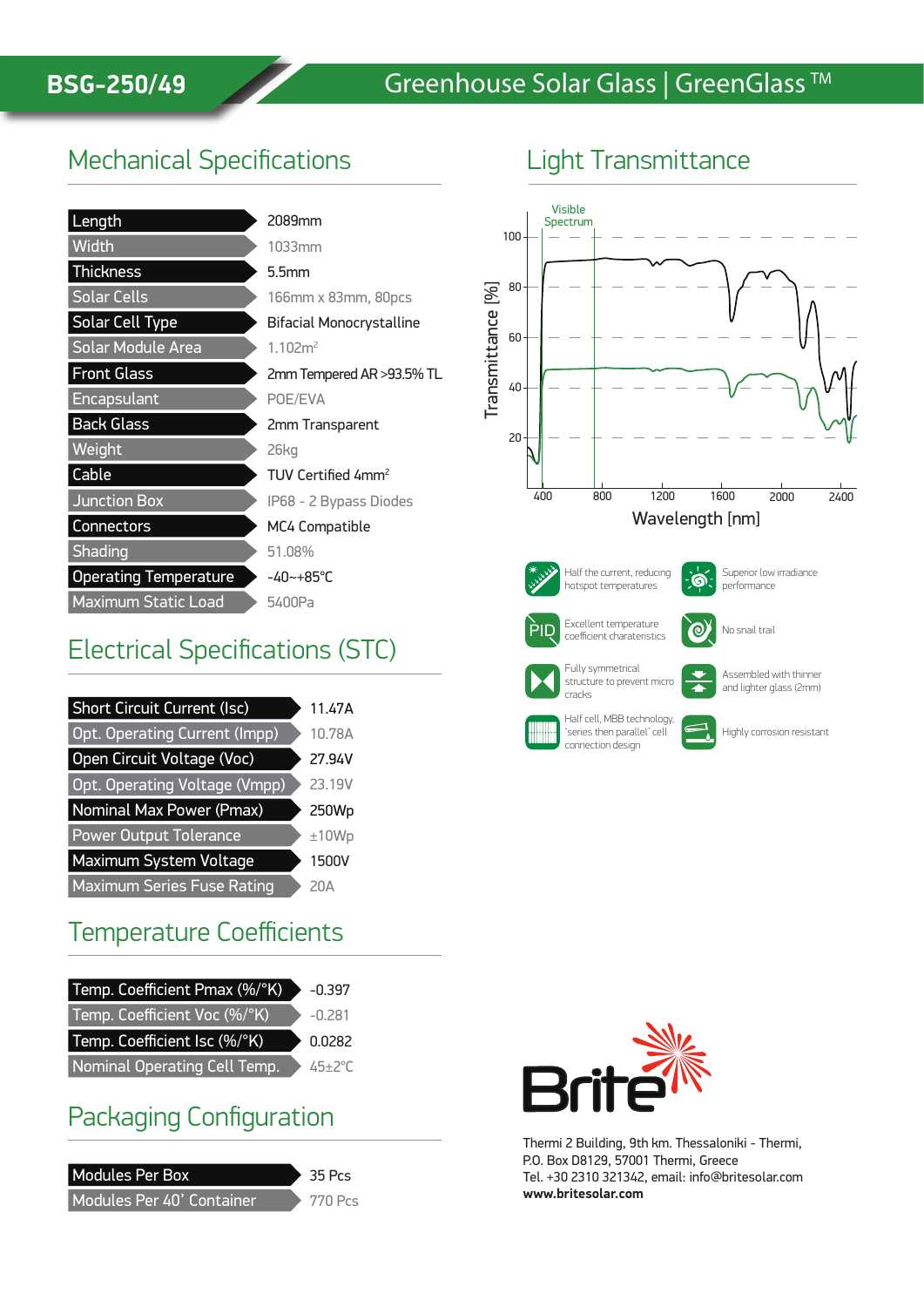# BSG-250/49

## Greenhouse Solar Glass | GreenGlass ™

## Mechanical Specifications

| | |
|---|---|
| Length | 2089mm |
| Width | 1033mm |
| Thickness | 5.5mm |
| Solar Cells | 166mm x 83mm, 80pcs |
| Solar Cell Type | Bifacial Monocrystalline |
| Solar Module Area | 1.102m² |
| Front Glass | 2mm Tempered AR >93.5% TL |
| Encapsulant | POE/EVA |
| Back Glass | 2mm Transparent |
| Weight | 26kg |
| Cable | TUV Certified 4mm² |
| Junction Box | IP68 - 2 Bypass Diodes |
| Connectors | MC4 Compatible |
| Shading | 51.08% |
| Operating Temperature | -40~+85°C |
| Maximum Static Load | 5400Pa |

## Electrical Specifications (STC)

| | |
|---|---|
| Short Circuit Current (Isc) | 11.47A |
| Opt. Operating Current (Impp) | 10.78A |
| Open Circuit Voltage (Voc) | 27.94V |
| Opt. Operating Voltage (Vmpp) | 23.19V |
| Nominal Max Power (Pmax) | 250Wp |
| Power Output Tolerance | ±10Wp |
| Maximum System Voltage | 1500V |
| Maximum Series Fuse Rating | 20A |

## Temperature Coefficients

| | |
|---|---|
| Temp. Coefficient Pmax (%/°K) | -0.397 |
| Temp. Coefficient Voc (%/°K) | -0.281 |
| Temp. Coefficient Isc (%/°K) | 0.0282 |
| Nominal Operating Cell Temp. | 45±2°C |

## Packaging Configuration

| | |
|---|---|
| Modules Per Box | 35 Pcs |
| Modules Per 40' Container | 770 Pcs |

## Light Transmittance

Visible Spectrum

Transmittance [%]

100
80
60
40
20

400
800
1200
1600
2000
2400

Wavelength [nm]

- Half the current, reducing hotspot temperatures
- Superior low irradiance performance
- Excellent temperature coefficient charateristics
- No snail trail
- Fully symmetrical structure to prevent micro cracks
- Assembled with thinner and lighter glass (2mm)
- Half cell, MBB technology, 'series then parallel' cell connection design
- Highly corrosion resistant

Brite

Thermi 2 Building, 9th km. Thessaloniki - Thermi,
P.O. Box D8129, 57001 Thermi, Greece
Tel. +30 2310 321342, email: info@britesolar.com
**www.britesolar.com**